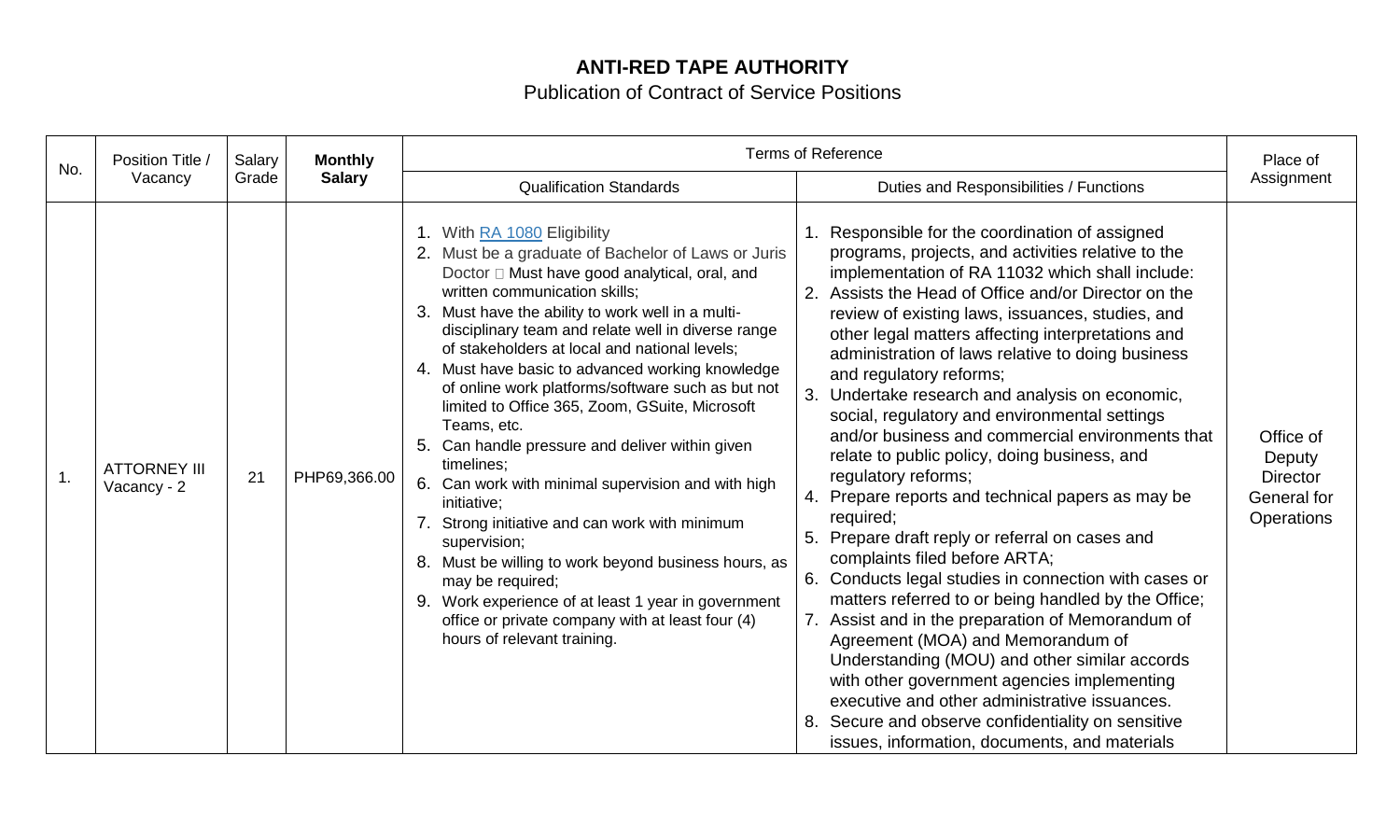# ANTI-RED TAPE AUTHORITY

Publication of Contract of Service Positions

| No. | Position Title / Vacancy | Salary Grade | Monthly Salary | Terms of Reference | | Place of Assignment |
|---|---|---|---|---|---|---|
| | | | | Qualification Standards | Duties and Responsibilities / Functions | |
| 1. | ATTORNEY III Vacancy - 2 | 21 | PHP69,366.00 | 1. With RA 1080 Eligibility<br>2. Must be a graduate of Bachelor of Laws or Juris Doctor  Must have good analytical, oral, and written communication skills;<br>3. Must have the ability to work well in a multi-disciplinary team and relate well in diverse range of stakeholders at local and national levels;<br>4. Must have basic to advanced working knowledge of online work platforms/software such as but not limited to Office 365, Zoom, GSuite, Microsoft Teams, etc.<br>5. Can handle pressure and deliver within given timelines;<br>6. Can work with minimal supervision and with high initiative;<br>7. Strong initiative and can work with minimum supervision;<br>8. Must be willing to work beyond business hours, as may be required;<br>9. Work experience of at least 1 year in government office or private company with at least four (4) hours of relevant training. | 1. Responsible for the coordination of assigned programs, projects, and activities relative to the implementation of RA 11032 which shall include:<br>2. Assists the Head of Office and/or Director on the review of existing laws, issuances, studies, and other legal matters affecting interpretations and administration of laws relative to doing business and regulatory reforms;<br>3. Undertake research and analysis on economic, social, regulatory and environmental settings and/or business and commercial environments that relate to public policy, doing business, and regulatory reforms;<br>4. Prepare reports and technical papers as may be required;<br>5. Prepare draft reply or referral on cases and complaints filed before ARTA;<br>6. Conducts legal studies in connection with cases or matters referred to or being handled by the Office;<br>7. Assist and in the preparation of Memorandum of Agreement (MOA) and Memorandum of Understanding (MOU) and other similar accords with other government agencies implementing executive and other administrative issuances.<br>8. Secure and observe confidentiality on sensitive issues, information, documents, and materials | Office of Deputy Director General for Operations |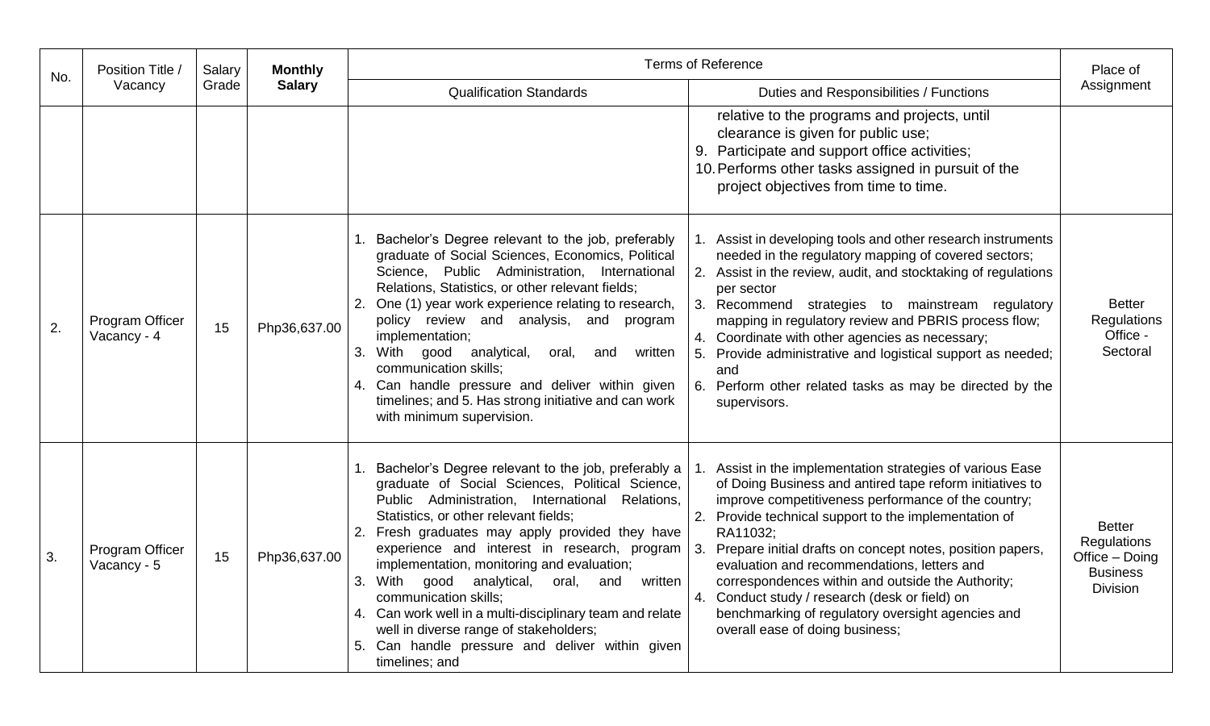| No. | Position Title / Vacancy | Salary Grade | **Monthly Salary** | Terms of Reference | | Place of Assignment |
|---|---|---|---|---|---|---|
| | | | | Qualification Standards | Duties and Responsibilities / Functions | |
| | | | | | relative to the programs and projects, until clearance is given for public use;<br>9. Participate and support office activities;<br>10. Performs other tasks assigned in pursuit of the project objectives from time to time. | |
| 2. | Program Officer Vacancy - 4 | 15 | Php36,637.00 | 1. Bachelor's Degree relevant to the job, preferably graduate of Social Sciences, Economics, Political Science, Public Administration, International Relations, Statistics, or other relevant fields;<br>2. One (1) year work experience relating to research, policy review and analysis, and program implementation;<br>3. With good analytical, oral, and written communication skills;<br>4. Can handle pressure and deliver within given timelines; and 5. Has strong initiative and can work with minimum supervision. | 1. Assist in developing tools and other research instruments needed in the regulatory mapping of covered sectors;<br>2. Assist in the review, audit, and stocktaking of regulations per sector<br>3. Recommend strategies to mainstream regulatory mapping in regulatory review and PBRIS process flow;<br>4. Coordinate with other agencies as necessary;<br>5. Provide administrative and logistical support as needed; and<br>6. Perform other related tasks as may be directed by the supervisors. | Better Regulations Office - Sectoral |
| 3. | Program Officer Vacancy - 5 | 15 | Php36,637.00 | 1. Bachelor's Degree relevant to the job, preferably a graduate of Social Sciences, Political Science, Public Administration, International Relations, Statistics, or other relevant fields;<br>2. Fresh graduates may apply provided they have experience and interest in research, program implementation, monitoring and evaluation;<br>3. With good analytical, oral, and written communication skills;<br>4. Can work well in a multi-disciplinary team and relate well in diverse range of stakeholders;<br>5. Can handle pressure and deliver within given timelines; and | 1. Assist in the implementation strategies of various Ease of Doing Business and antired tape reform initiatives to improve competitiveness performance of the country;<br>2. Provide technical support to the implementation of RA11032;<br>3. Prepare initial drafts on concept notes, position papers, evaluation and recommendations, letters and correspondences within and outside the Authority;<br>4. Conduct study / research (desk or field) on benchmarking of regulatory oversight agencies and overall ease of doing business; | Better Regulations Office – Doing Business Division |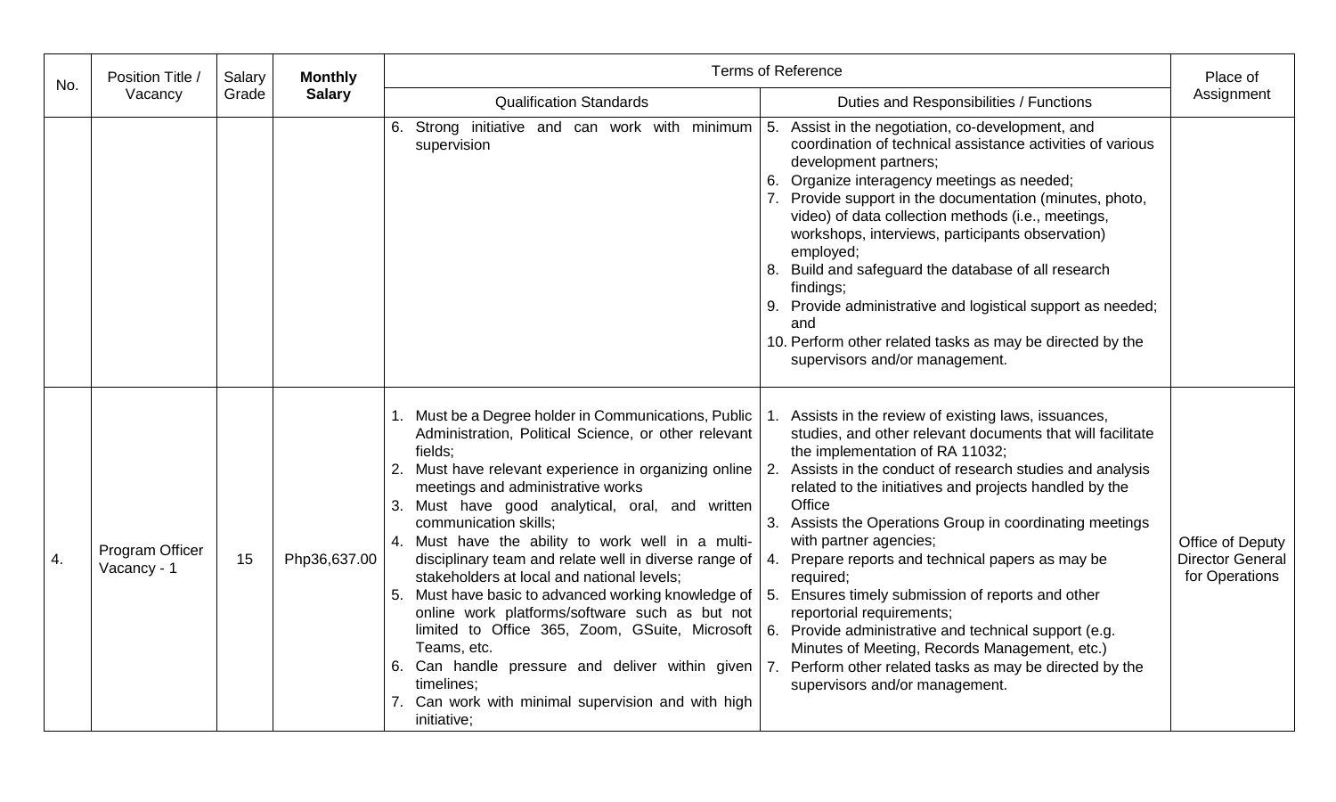| No. | Position Title / Vacancy | Salary Grade | **Monthly Salary** | Terms of Reference | | Place of Assignment |
|---|---|---|---|---|---|---|
| | | | | Qualification Standards | Duties and Responsibilities / Functions | |
| | | | | 6. Strong initiative and can work with minimum supervision | 5. Assist in the negotiation, co-development, and coordination of technical assistance activities of various development partners;<br>6. Organize interagency meetings as needed;<br>7. Provide support in the documentation (minutes, photo, video) of data collection methods (i.e., meetings, workshops, interviews, participants observation) employed;<br>8. Build and safeguard the database of all research findings;<br>9. Provide administrative and logistical support as needed; and<br>10. Perform other related tasks as may be directed by the supervisors and/or management. | |
| 4. | Program Officer Vacancy - 1 | 15 | Php36,637.00 | 1. Must be a Degree holder in Communications, Public Administration, Political Science, or other relevant fields;<br>2. Must have relevant experience in organizing online meetings and administrative works<br>3. Must have good analytical, oral, and written communication skills;<br>4. Must have the ability to work well in a multi-disciplinary team and relate well in diverse range of stakeholders at local and national levels;<br>5. Must have basic to advanced working knowledge of online work platforms/software such as but not limited to Office 365, Zoom, GSuite, Microsoft Teams, etc.<br>6. Can handle pressure and deliver within given timelines;<br>7. Can work with minimal supervision and with high initiative; | 1. Assists in the review of existing laws, issuances, studies, and other relevant documents that will facilitate the implementation of RA 11032;<br>2. Assists in the conduct of research studies and analysis related to the initiatives and projects handled by the Office<br>3. Assists the Operations Group in coordinating meetings with partner agencies;<br>4. Prepare reports and technical papers as may be required;<br>5. Ensures timely submission of reports and other reportorial requirements;<br>6. Provide administrative and technical support (e.g. Minutes of Meeting, Records Management, etc.)<br>7. Perform other related tasks as may be directed by the supervisors and/or management. | Office of Deputy Director General for Operations |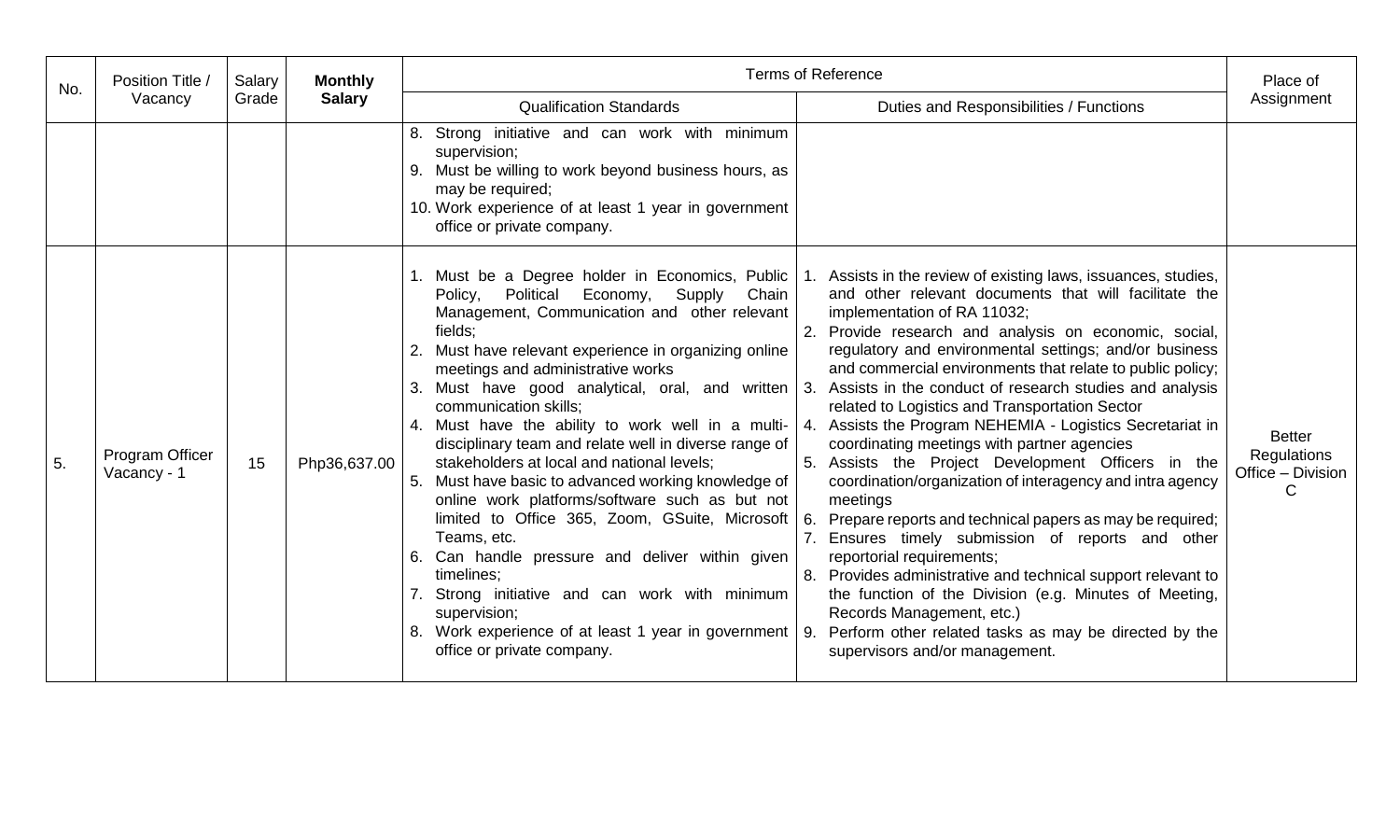| No. | Position Title / Vacancy | Salary Grade | **Monthly Salary** | Terms of Reference | | Place of Assignment |
|---|---|---|---|---|---|---|
| | | | | Qualification Standards | Duties and Responsibilities / Functions | |
| | | | | 8. Strong initiative and can work with minimum supervision;<br>9. Must be willing to work beyond business hours, as may be required;<br>10. Work experience of at least 1 year in government office or private company. | | |
| 5. | Program Officer Vacancy - 1 | 15 | Php36,637.00 | 1. Must be a Degree holder in Economics, Public Policy, Political Economy, Supply Chain Management, Communication and other relevant fields;<br>2. Must have relevant experience in organizing online meetings and administrative works<br>3. Must have good analytical, oral, and written communication skills;<br>4. Must have the ability to work well in a multi-disciplinary team and relate well in diverse range of stakeholders at local and national levels;<br>5. Must have basic to advanced working knowledge of online work platforms/software such as but not limited to Office 365, Zoom, GSuite, Microsoft Teams, etc.<br>6. Can handle pressure and deliver within given timelines;<br>7. Strong initiative and can work with minimum supervision;<br>8. Work experience of at least 1 year in government office or private company. | 1. Assists in the review of existing laws, issuances, studies, and other relevant documents that will facilitate the implementation of RA 11032;<br>2. Provide research and analysis on economic, social, regulatory and environmental settings; and/or business and commercial environments that relate to public policy;<br>3. Assists in the conduct of research studies and analysis related to Logistics and Transportation Sector<br>4. Assists the Program NEHEMIA - Logistics Secretariat in coordinating meetings with partner agencies<br>5. Assists the Project Development Officers in the coordination/organization of interagency and intra agency meetings<br>6. Prepare reports and technical papers as may be required;<br>7. Ensures timely submission of reports and other reportorial requirements;<br>8. Provides administrative and technical support relevant to the function of the Division (e.g. Minutes of Meeting, Records Management, etc.)<br>9. Perform other related tasks as may be directed by the supervisors and/or management. | Better Regulations Office – Division C |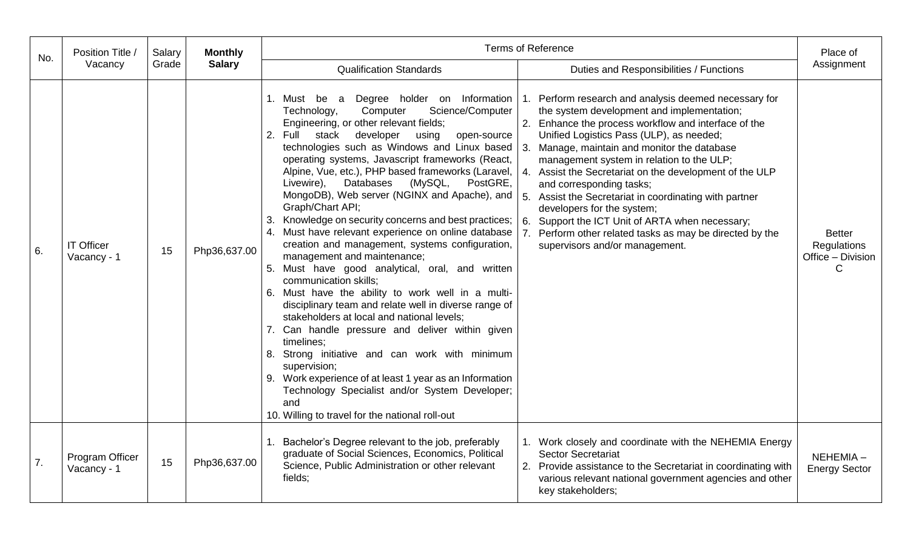| No. | Position Title / Vacancy | Salary Grade | **Monthly Salary** | Terms of Reference | | Place of Assignment |
|---|---|---|---|---|---|---|
| | | | | Qualification Standards | Duties and Responsibilities / Functions | |
| 6. | IT Officer Vacancy - 1 | 15 | Php36,637.00 | 1. Must be a Degree holder on Information Technology, Computer Science/Computer Engineering, or other relevant fields;<br>2. Full stack developer using open-source technologies such as Windows and Linux based operating systems, Javascript frameworks (React, Alpine, Vue, etc.), PHP based frameworks (Laravel, Livewire), Databases (MySQL, PostGRE, MongoDB), Web server (NGINX and Apache), and Graph/Chart API;<br>3. Knowledge on security concerns and best practices;<br>4. Must have relevant experience on online database creation and management, systems configuration, management and maintenance;<br>5. Must have good analytical, oral, and written communication skills;<br>6. Must have the ability to work well in a multi-disciplinary team and relate well in diverse range of stakeholders at local and national levels;<br>7. Can handle pressure and deliver within given timelines;<br>8. Strong initiative and can work with minimum supervision;<br>9. Work experience of at least 1 year as an Information Technology Specialist and/or System Developer; and<br>10. Willing to travel for the national roll-out | 1. Perform research and analysis deemed necessary for the system development and implementation;<br>2. Enhance the process workflow and interface of the Unified Logistics Pass (ULP), as needed;<br>3. Manage, maintain and monitor the database management system in relation to the ULP;<br>4. Assist the Secretariat on the development of the ULP and corresponding tasks;<br>5. Assist the Secretariat in coordinating with partner developers for the system;<br>6. Support the ICT Unit of ARTA when necessary;<br>7. Perform other related tasks as may be directed by the supervisors and/or management. | Better Regulations Office – Division C |
| 7. | Program Officer Vacancy - 1 | 15 | Php36,637.00 | 1. Bachelor's Degree relevant to the job, preferably graduate of Social Sciences, Economics, Political Science, Public Administration or other relevant fields; | 1. Work closely and coordinate with the NEHEMIA Energy Sector Secretariat<br>2. Provide assistance to the Secretariat in coordinating with various relevant national government agencies and other key stakeholders; | NEHEMIA – Energy Sector |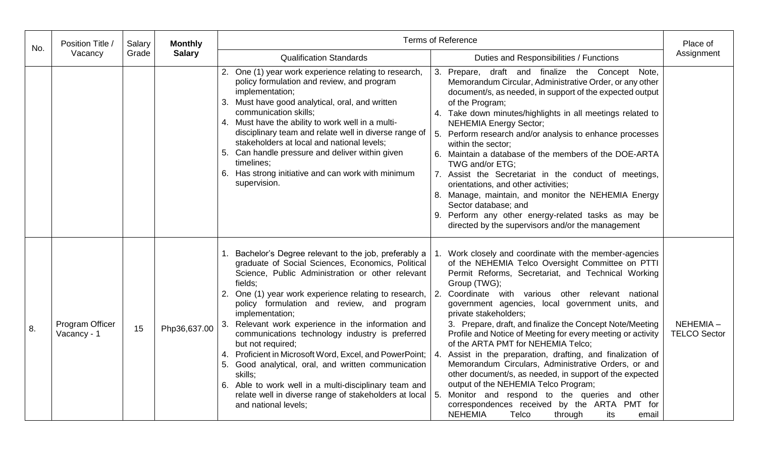| No. | Position Title / Vacancy | Salary Grade | **Monthly Salary** | Terms of Reference | | Place of Assignment |
|---|---|---|---|---|---|---|
| | | | | Qualification Standards | Duties and Responsibilities / Functions | |
| | | | | 2. One (1) year work experience relating to research, policy formulation and review, and program implementation;<br>3. Must have good analytical, oral, and written communication skills;<br>4. Must have the ability to work well in a multi-disciplinary team and relate well in diverse range of stakeholders at local and national levels;<br>5. Can handle pressure and deliver within given timelines;<br>6. Has strong initiative and can work with minimum supervision. | 3. Prepare, draft and finalize the Concept Note, Memorandum Circular, Administrative Order, or any other document/s, as needed, in support of the expected output of the Program;<br>4. Take down minutes/highlights in all meetings related to NEHEMIA Energy Sector;<br>5. Perform research and/or analysis to enhance processes within the sector;<br>6. Maintain a database of the members of the DOE-ARTA TWG and/or ETG;<br>7. Assist the Secretariat in the conduct of meetings, orientations, and other activities;<br>8. Manage, maintain, and monitor the NEHEMIA Energy Sector database; and<br>9. Perform any other energy-related tasks as may be directed by the supervisors and/or the management | |
| 8. | Program Officer Vacancy - 1 | 15 | Php36,637.00 | 1. Bachelor's Degree relevant to the job, preferably a graduate of Social Sciences, Economics, Political Science, Public Administration or other relevant fields;<br>2. One (1) year work experience relating to research, policy formulation and review, and program implementation;<br>3. Relevant work experience in the information and communications technology industry is preferred but not required;<br>4. Proficient in Microsoft Word, Excel, and PowerPoint;<br>5. Good analytical, oral, and written communication skills;<br>6. Able to work well in a multi-disciplinary team and relate well in diverse range of stakeholders at local and national levels; | 1. Work closely and coordinate with the member-agencies of the NEHEMIA Telco Oversight Committee on PTTI Permit Reforms, Secretariat, and Technical Working Group (TWG);<br>2. Coordinate with various other relevant national government agencies, local government units, and private stakeholders;<br>3. Prepare, draft, and finalize the Concept Note/Meeting Profile and Notice of Meeting for every meeting or activity of the ARTA PMT for NEHEMIA Telco;<br>4. Assist in the preparation, drafting, and finalization of Memorandum Circulars, Administrative Orders, or and other document/s, as needed, in support of the expected output of the NEHEMIA Telco Program;<br>5. Monitor and respond to the queries and other correspondences received by the ARTA PMT for NEHEMIA Telco through its email | NEHEMIA – TELCO Sector |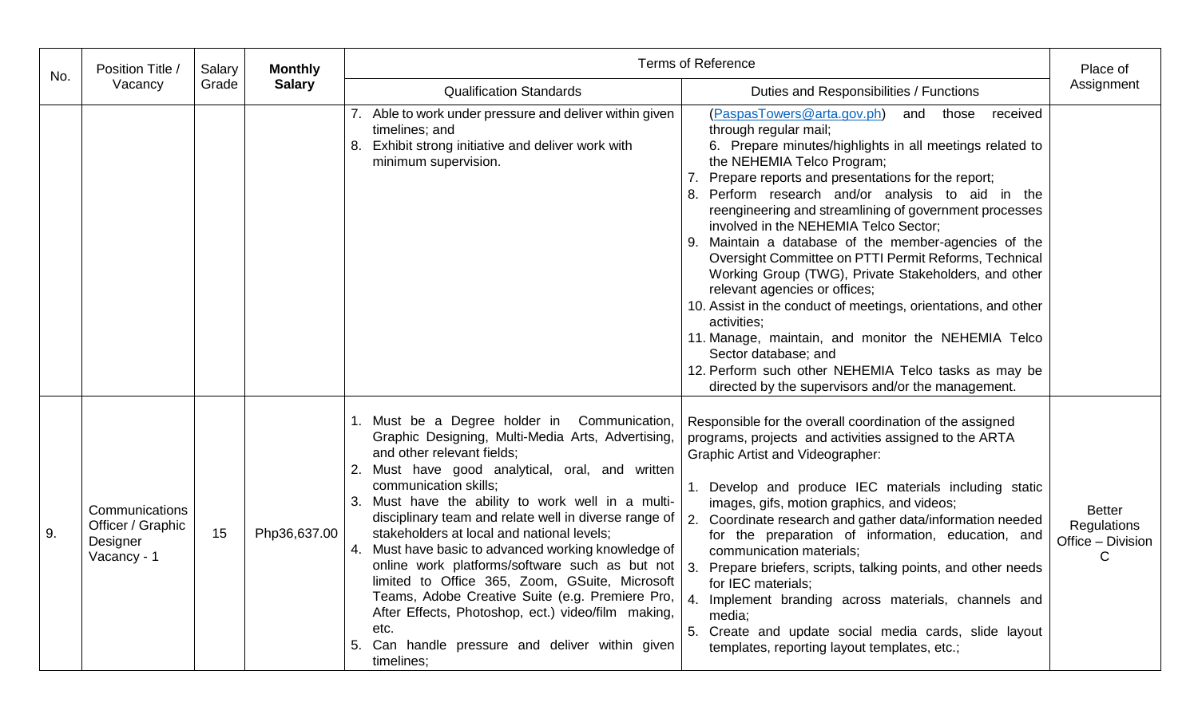| No. | Position Title / Vacancy | Salary Grade | Monthly Salary | Terms of Reference | | Place of Assignment |
|---|---|---|---|---|---|---|
| | | | | Qualification Standards | Duties and Responsibilities / Functions | |
| | | | | 7. Able to work under pressure and deliver within given timelines; and<br>8. Exhibit strong initiative and deliver work with minimum supervision. | (PaspasTowers@arta.gov.ph) and those received through regular mail;<br>6. Prepare minutes/highlights in all meetings related to the NEHEMIA Telco Program;<br>7. Prepare reports and presentations for the report;<br>8. Perform research and/or analysis to aid in the reengineering and streamlining of government processes involved in the NEHEMIA Telco Sector;<br>9. Maintain a database of the member-agencies of the Oversight Committee on PTTI Permit Reforms, Technical Working Group (TWG), Private Stakeholders, and other relevant agencies or offices;<br>10. Assist in the conduct of meetings, orientations, and other activities;<br>11. Manage, maintain, and monitor the NEHEMIA Telco Sector database; and<br>12. Perform such other NEHEMIA Telco tasks as may be directed by the supervisors and/or the management. | |
| 9. | Communications Officer / Graphic Designer Vacancy - 1 | 15 | Php36,637.00 | 1. Must be a Degree holder in Communication, Graphic Designing, Multi-Media Arts, Advertising, and other relevant fields;<br>2. Must have good analytical, oral, and written communication skills;<br>3. Must have the ability to work well in a multi-disciplinary team and relate well in diverse range of stakeholders at local and national levels;<br>4. Must have basic to advanced working knowledge of online work platforms/software such as but not limited to Office 365, Zoom, GSuite, Microsoft Teams, Adobe Creative Suite (e.g. Premiere Pro, After Effects, Photoshop, ect.) video/film making, etc.<br>5. Can handle pressure and deliver within given timelines; | Responsible for the overall coordination of the assigned programs, projects and activities assigned to the ARTA Graphic Artist and Videographer:<br>1. Develop and produce IEC materials including static images, gifs, motion graphics, and videos;<br>2. Coordinate research and gather data/information needed for the preparation of information, education, and communication materials;<br>3. Prepare briefers, scripts, talking points, and other needs for IEC materials;<br>4. Implement branding across materials, channels and media;<br>5. Create and update social media cards, slide layout templates, reporting layout templates, etc.; | Better Regulations Office – Division C |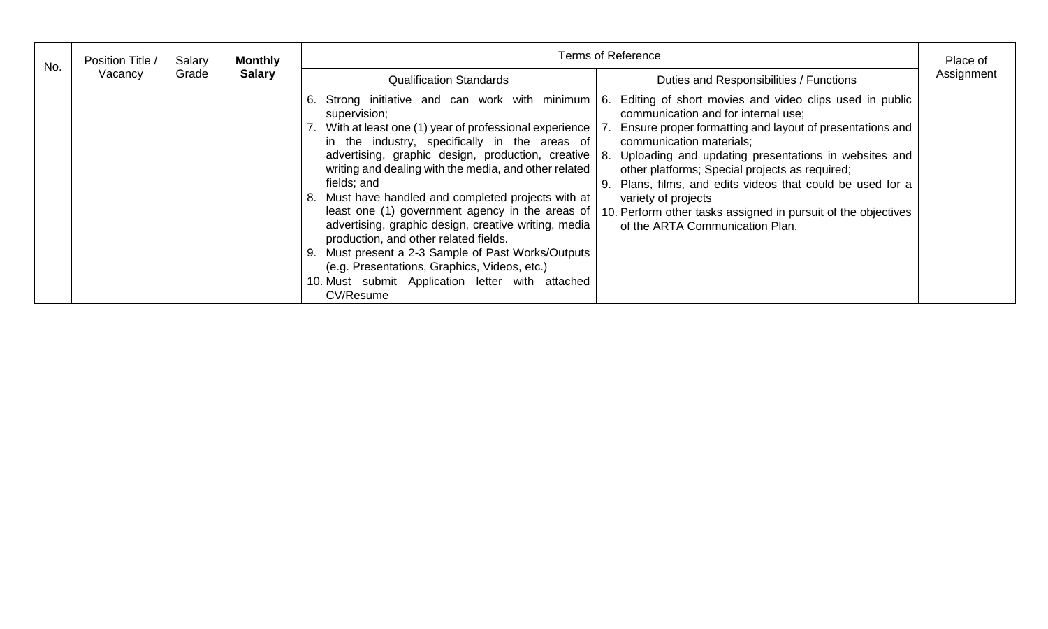| No. | Position Title / Vacancy | Salary Grade | **Monthly Salary** | Terms of Reference | | Place of Assignment |
|---|---|---|---|---|---|---|
| | | | | Qualification Standards | Duties and Responsibilities / Functions | |
| | | | | 6. Strong initiative and can work with minimum supervision;<br>7. With at least one (1) year of professional experience in the industry, specifically in the areas of advertising, graphic design, production, creative writing and dealing with the media, and other related fields; and<br>8. Must have handled and completed projects with at least one (1) government agency in the areas of advertising, graphic design, creative writing, media production, and other related fields.<br>9. Must present a 2-3 Sample of Past Works/Outputs (e.g. Presentations, Graphics, Videos, etc.)<br>10. Must submit Application letter with attached CV/Resume | 6. Editing of short movies and video clips used in public communication and for internal use;<br>7. Ensure proper formatting and layout of presentations and communication materials;<br>8. Uploading and updating presentations in websites and other platforms; Special projects as required;<br>9. Plans, films, and edits videos that could be used for a variety of projects<br>10. Perform other tasks assigned in pursuit of the objectives of the ARTA Communication Plan. | |